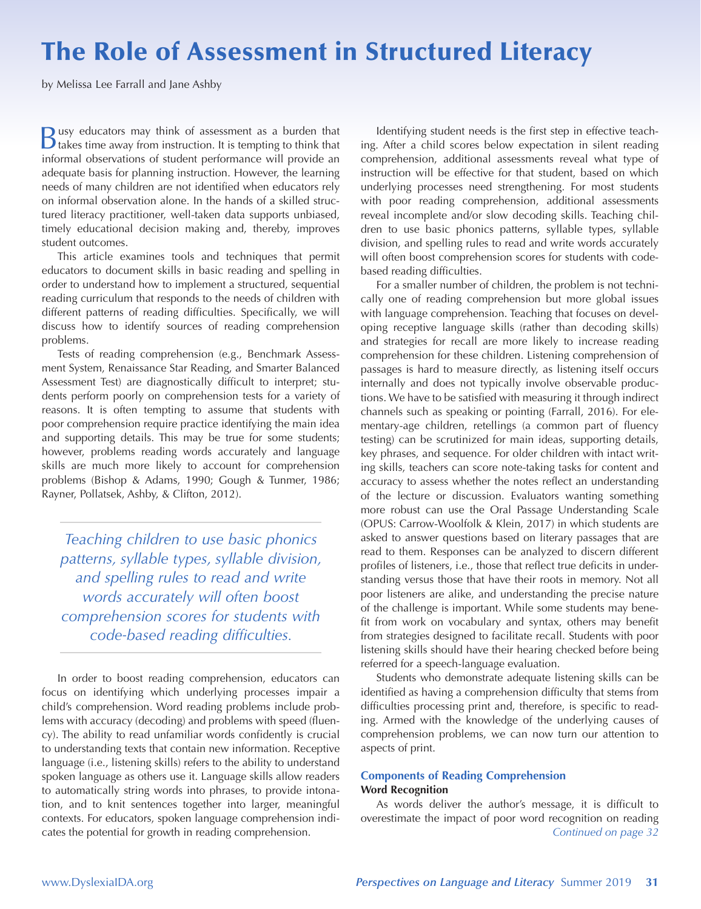# The Role of Assessment in Structured Literacy

by Melissa Lee Farrall and Jane Ashby

Busy educators may think of assessment as a burden that takes time away from instruction. It is tempting to think that informal observations of student performance will provide an adequate basis for planning instruction. However, the learning needs of many children are not identified when educators rely on informal observation alone. In the hands of a skilled structured literacy practitioner, well-taken data supports unbiased, timely educational decision making and, thereby, improves student outcomes.

This article examines tools and techniques that permit educators to document skills in basic reading and spelling in order to understand how to implement a structured, sequential reading curriculum that responds to the needs of children with different patterns of reading difficulties. Specifically, we will discuss how to identify sources of reading comprehension problems.

Tests of reading comprehension (e.g., Benchmark Assessment System, Renaissance Star Reading, and Smarter Balanced Assessment Test) are diagnostically difficult to interpret; students perform poorly on comprehension tests for a variety of reasons. It is often tempting to assume that students with poor comprehension require practice identifying the main idea and supporting details. This may be true for some students; however, problems reading words accurately and language skills are much more likely to account for comprehension problems (Bishop & Adams, 1990; Gough & Tunmer, 1986; Rayner, Pollatsek, Ashby, & Clifton, 2012).

> *Teaching children to use basic phonics patterns, syllable types, syllable division, and spelling rules to read and write words accurately will often boost comprehension scores for students with code-based reading difficulties.*

In order to boost reading comprehension, educators can focus on identifying which underlying processes impair a child's comprehension. Word reading problems include problems with accuracy (decoding) and problems with speed (fluency). The ability to read unfamiliar words confidently is crucial to understanding texts that contain new information. Receptive language (i.e., listening skills) refers to the ability to understand spoken language as others use it. Language skills allow readers to automatically string words into phrases, to provide intonation, and to knit sentences together into larger, meaningful contexts. For educators, spoken language comprehension indicates the potential for growth in reading comprehension.

Identifying student needs is the first step in effective teaching. After a child scores below expectation in silent reading comprehension, additional assessments reveal what type of instruction will be effective for that student, based on which underlying processes need strengthening. For most students with poor reading comprehension, additional assessments reveal incomplete and/or slow decoding skills. Teaching children to use basic phonics patterns, syllable types, syllable division, and spelling rules to read and write words accurately will often boost comprehension scores for students with code-based reading difficulties.

For a smaller number of children, the problem is not technically one of reading comprehension but more global issues with language comprehension. Teaching that focuses on developing receptive language skills (rather than decoding skills) and strategies for recall are more likely to increase reading comprehension for these children. Listening comprehension of passages is hard to measure directly, as listening itself occurs internally and does not typically involve observable productions. We have to be satisfied with measuring it through indirect channels such as speaking or pointing (Farrall, 2016). For elementary-age children, retellings (a common part of fluency testing) can be scrutinized for main ideas, supporting details, key phrases, and sequence. For older children with intact writing skills, teachers can score note-taking tasks for content and accuracy to assess whether the notes reflect an understanding of the lecture or discussion. Evaluators wanting something more robust can use the Oral Passage Understanding Scale (OPUS: Carrow-Woolfolk & Klein, 2017) in which students are asked to answer questions based on literary passages that are read to them. Responses can be analyzed to discern different profiles of listeners, i.e., those that reflect true deficits in understanding versus those that have their roots in memory. Not all poor listeners are alike, and understanding the precise nature of the challenge is important. While some students may benefit from work on vocabulary and syntax, others may benefit from strategies designed to facilitate recall. Students with poor listening skills should have their hearing checked before being referred for a speech-language evaluation.

Students who demonstrate adequate listening skills can be identified as having a comprehension difficulty that stems from difficulties processing print and, therefore, is specific to reading. Armed with the knowledge of the underlying causes of comprehension problems, we can now turn our attention to aspects of print.

## Components of Reading Comprehension

### Word Recognition

As words deliver the author's message, it is difficult to overestimate the impact of poor word recognition on reading

*Continued on page 32*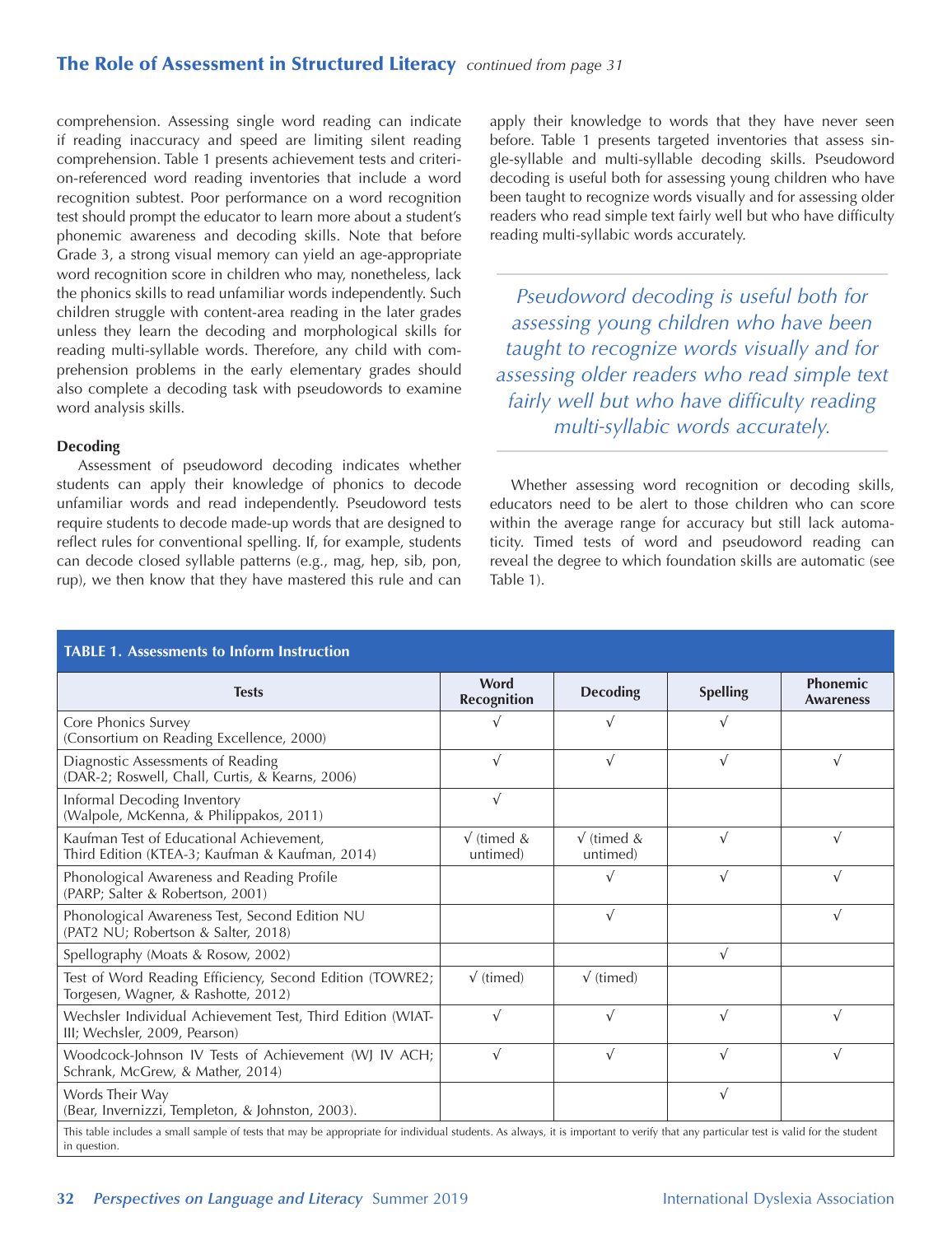comprehension. Assessing single word reading can indicate if reading inaccuracy and speed are limiting silent reading comprehension. Table 1 presents achievement tests and criterion-referenced word reading inventories that include a word recognition subtest. Poor performance on a word recognition test should prompt the educator to learn more about a student's phonemic awareness and decoding skills. Note that before Grade 3, a strong visual memory can yield an age-appropriate word recognition score in children who may, nonetheless, lack the phonics skills to read unfamiliar words independently. Such children struggle with content-area reading in the later grades unless they learn the decoding and morphological skills for reading multi-syllable words. Therefore, any child with comprehension problems in the early elementary grades should also complete a decoding task with pseudowords to examine word analysis skills.

**Decoding**

Assessment of pseudoword decoding indicates whether students can apply their knowledge of phonics to decode unfamiliar words and read independently. Pseudoword tests require students to decode made-up words that are designed to reflect rules for conventional spelling. If, for example, students can decode closed syllable patterns (e.g., mag, hep, sib, pon, rup), we then know that they have mastered this rule and can apply their knowledge to words that they have never seen before. Table 1 presents targeted inventories that assess single-syllable and multi-syllable decoding skills. Pseudoword decoding is useful both for assessing young children who have been taught to recognize words visually and for assessing older readers who read simple text fairly well but who have difficulty reading multi-syllabic words accurately.

> *Pseudoword decoding is useful both for assessing young children who have been taught to recognize words visually and for assessing older readers who read simple text fairly well but who have difficulty reading multi-syllabic words accurately.*

Whether assessing word recognition or decoding skills, educators need to be alert to those children who can score within the average range for accuracy but still lack automaticity. Timed tests of word and pseudoword reading can reveal the degree to which foundation skills are automatic (see Table 1).

**TABLE 1. Assessments to Inform Instruction**

| Tests | Word Recognition | Decoding | Spelling | Phonemic Awareness |
|---|---|---|---|---|
| Core Phonics Survey (Consortium on Reading Excellence, 2000) | √ | √ | √ | |
| Diagnostic Assessments of Reading (DAR-2; Roswell, Chall, Curtis, & Kearns, 2006) | √ | √ | √ | √ |
| Informal Decoding Inventory (Walpole, McKenna, & Philippakos, 2011) | √ | | | |
| Kaufman Test of Educational Achievement, Third Edition (KTEA-3; Kaufman & Kaufman, 2014) | √ (timed & untimed) | √ (timed & untimed) | √ | √ |
| Phonological Awareness and Reading Profile (PARP; Salter & Robertson, 2001) | | √ | √ | √ |
| Phonological Awareness Test, Second Edition NU (PAT2 NU; Robertson & Salter, 2018) | | √ | | √ |
| Spellography (Moats & Rosow, 2002) | | | √ | |
| Test of Word Reading Efficiency, Second Edition (TOWRE2; Torgesen, Wagner, & Rashotte, 2012) | √ (timed) | √ (timed) | | |
| Wechsler Individual Achievement Test, Third Edition (WIAT-III; Wechsler, 2009, Pearson) | √ | √ | √ | √ |
| Woodcock-Johnson IV Tests of Achievement (WJ IV ACH; Schrank, McGrew, & Mather, 2014) | √ | √ | √ | √ |
| Words Their Way (Bear, Invernizzi, Templeton, & Johnston, 2003). | | | √ | |

This table includes a small sample of tests that may be appropriate for individual students. As always, it is important to verify that any particular test is valid for the student in question.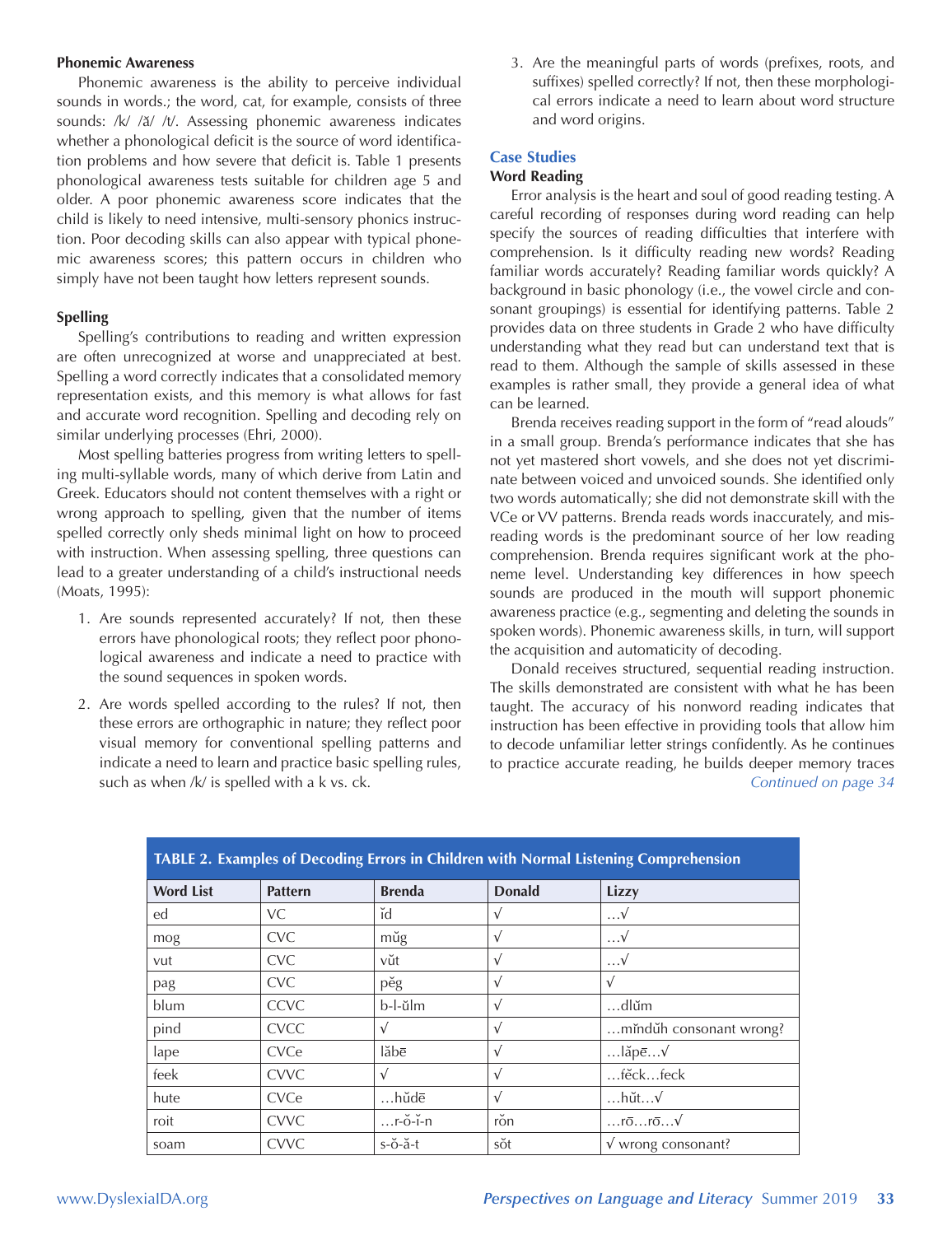### Phonemic Awareness

Phonemic awareness is the ability to perceive individual sounds in words.; the word, cat, for example, consists of three sounds: /k/ /ă/ /t/. Assessing phonemic awareness indicates whether a phonological deficit is the source of word identification problems and how severe that deficit is. Table 1 presents phonological awareness tests suitable for children age 5 and older. A poor phonemic awareness score indicates that the child is likely to need intensive, multi-sensory phonics instruction. Poor decoding skills can also appear with typical phonemic awareness scores; this pattern occurs in children who simply have not been taught how letters represent sounds.

### Spelling

Spelling's contributions to reading and written expression are often unrecognized at worse and unappreciated at best. Spelling a word correctly indicates that a consolidated memory representation exists, and this memory is what allows for fast and accurate word recognition. Spelling and decoding rely on similar underlying processes (Ehri, 2000).

Most spelling batteries progress from writing letters to spelling multi-syllable words, many of which derive from Latin and Greek. Educators should not content themselves with a right or wrong approach to spelling, given that the number of items spelled correctly only sheds minimal light on how to proceed with instruction. When assessing spelling, three questions can lead to a greater understanding of a child's instructional needs (Moats, 1995):

1. Are sounds represented accurately? If not, then these errors have phonological roots; they reflect poor phonological awareness and indicate a need to practice with the sound sequences in spoken words.
2. Are words spelled according to the rules? If not, then these errors are orthographic in nature; they reflect poor visual memory for conventional spelling patterns and indicate a need to learn and practice basic spelling rules, such as when /k/ is spelled with a k vs. ck.
3. Are the meaningful parts of words (prefixes, roots, and suffixes) spelled correctly? If not, then these morphological errors indicate a need to learn about word structure and word origins.

## Case Studies

### Word Reading

Error analysis is the heart and soul of good reading testing. A careful recording of responses during word reading can help specify the sources of reading difficulties that interfere with comprehension. Is it difficulty reading new words? Reading familiar words accurately? Reading familiar words quickly? A background in basic phonology (i.e., the vowel circle and consonant groupings) is essential for identifying patterns. Table 2 provides data on three students in Grade 2 who have difficulty understanding what they read but can understand text that is read to them. Although the sample of skills assessed in these examples is rather small, they provide a general idea of what can be learned.

Brenda receives reading support in the form of "read alouds" in a small group. Brenda's performance indicates that she has not yet mastered short vowels, and she does not yet discriminate between voiced and unvoiced sounds. She identified only two words automatically; she did not demonstrate skill with the VCe or VV patterns. Brenda reads words inaccurately, and misreading words is the predominant source of her low reading comprehension. Brenda requires significant work at the phoneme level. Understanding key differences in how speech sounds are produced in the mouth will support phonemic awareness practice (e.g., segmenting and deleting the sounds in spoken words). Phonemic awareness skills, in turn, will support the acquisition and automaticity of decoding.

Donald receives structured, sequential reading instruction. The skills demonstrated are consistent with what he has been taught. The accuracy of his nonword reading indicates that instruction has been effective in providing tools that allow him to decode unfamiliar letter strings confidently. As he continues to practice accurate reading, he builds deeper memory traces

*Continued on page 34*

**TABLE 2. Examples of Decoding Errors in Children with Normal Listening Comprehension**

| Word List | Pattern | Brenda | Donald | Lizzy |
|---|---|---|---|---|
| ed | VC | ĭd | √ | …√ |
| mog | CVC | mŭg | √ | …√ |
| vut | CVC | vŭt | √ | …√ |
| pag | CVC | pĕg | √ | √ |
| blum | CCVC | b-l-ŭlm | √ | …dlŭm |
| pind | CVCC | √ | √ | …mĭndŭh consonant wrong? |
| lape | CVCe | lăbē | √ | …lăpē…√ |
| feek | CVVC | √ | √ | …fĕck…feck |
| hute | CVCe | …hŭdē | √ | …hŭt…√ |
| roit | CVVC | …r-ŏ-ĭ-n | rŏn | …rō…rō…√ |
| soam | CVVC | s-ŏ-ă-t | sŏt | √ wrong consonant? |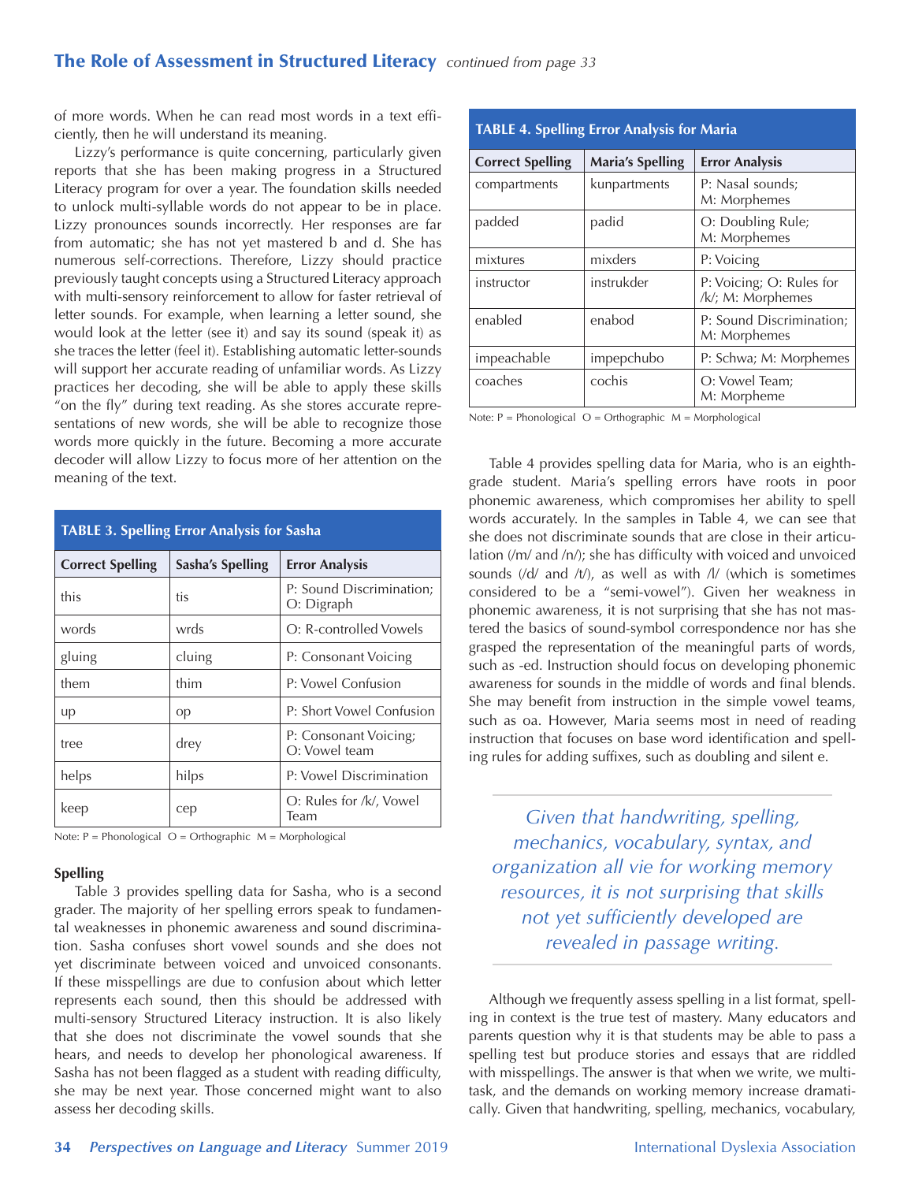of more words. When he can read most words in a text efficiently, then he will understand its meaning.

Lizzy's performance is quite concerning, particularly given reports that she has been making progress in a Structured Literacy program for over a year. The foundation skills needed to unlock multi-syllable words do not appear to be in place. Lizzy pronounces sounds incorrectly. Her responses are far from automatic; she has not yet mastered b and d. She has numerous self-corrections. Therefore, Lizzy should practice previously taught concepts using a Structured Literacy approach with multi-sensory reinforcement to allow for faster retrieval of letter sounds. For example, when learning a letter sound, she would look at the letter (see it) and say its sound (speak it) as she traces the letter (feel it). Establishing automatic letter-sounds will support her accurate reading of unfamiliar words. As Lizzy practices her decoding, she will be able to apply these skills "on the fly" during text reading. As she stores accurate representations of new words, she will be able to recognize those words more quickly in the future. Becoming a more accurate decoder will allow Lizzy to focus more of her attention on the meaning of the text.

**TABLE 3. Spelling Error Analysis for Sasha**

| Correct Spelling | Sasha's Spelling | Error Analysis |
|---|---|---|
| this | tis | P: Sound Discrimination; O: Digraph |
| words | wrds | O: R-controlled Vowels |
| gluing | cluing | P: Consonant Voicing |
| them | thim | P: Vowel Confusion |
| up | op | P: Short Vowel Confusion |
| tree | drey | P: Consonant Voicing; O: Vowel team |
| helps | hilps | P: Vowel Discrimination |
| keep | cep | O: Rules for /k/, Vowel Team |

Note: P = Phonological O = Orthographic M = Morphological

### Spelling

Table 3 provides spelling data for Sasha, who is a second grader. The majority of her spelling errors speak to fundamental weaknesses in phonemic awareness and sound discrimination. Sasha confuses short vowel sounds and she does not yet discriminate between voiced and unvoiced consonants. If these misspellings are due to confusion about which letter represents each sound, then this should be addressed with multi-sensory Structured Literacy instruction. It is also likely that she does not discriminate the vowel sounds that she hears, and needs to develop her phonological awareness. If Sasha has not been flagged as a student with reading difficulty, she may be next year. Those concerned might want to also assess her decoding skills.

**TABLE 4. Spelling Error Analysis for Maria**

| Correct Spelling | Maria's Spelling | Error Analysis |
|---|---|---|
| compartments | kunpartments | P: Nasal sounds; M: Morphemes |
| padded | padid | O: Doubling Rule; M: Morphemes |
| mixtures | mixders | P: Voicing |
| instructor | instrukder | P: Voicing; O: Rules for /k/; M: Morphemes |
| enabled | enabod | P: Sound Discrimination; M: Morphemes |
| impeachable | impepchubo | P: Schwa; M: Morphemes |
| coaches | cochis | O: Vowel Team; M: Morpheme |

Note: P = Phonological O = Orthographic M = Morphological

Table 4 provides spelling data for Maria, who is an eighth-grade student. Maria's spelling errors have roots in poor phonemic awareness, which compromises her ability to spell words accurately. In the samples in Table 4, we can see that she does not discriminate sounds that are close in their articulation (/m/ and /n/); she has difficulty with voiced and unvoiced sounds (/d/ and /t/), as well as with /l/ (which is sometimes considered to be a "semi-vowel"). Given her weakness in phonemic awareness, it is not surprising that she has not mastered the basics of sound-symbol correspondence nor has she grasped the representation of the meaningful parts of words, such as -ed. Instruction should focus on developing phonemic awareness for sounds in the middle of words and final blends. She may benefit from instruction in the simple vowel teams, such as oa. However, Maria seems most in need of reading instruction that focuses on base word identification and spelling rules for adding suffixes, such as doubling and silent e.

> *Given that handwriting, spelling, mechanics, vocabulary, syntax, and organization all vie for working memory resources, it is not surprising that skills not yet sufficiently developed are revealed in passage writing.*

Although we frequently assess spelling in a list format, spelling in context is the true test of mastery. Many educators and parents question why it is that students may be able to pass a spelling test but produce stories and essays that are riddled with misspellings. The answer is that when we write, we multitask, and the demands on working memory increase dramatically. Given that handwriting, spelling, mechanics, vocabulary,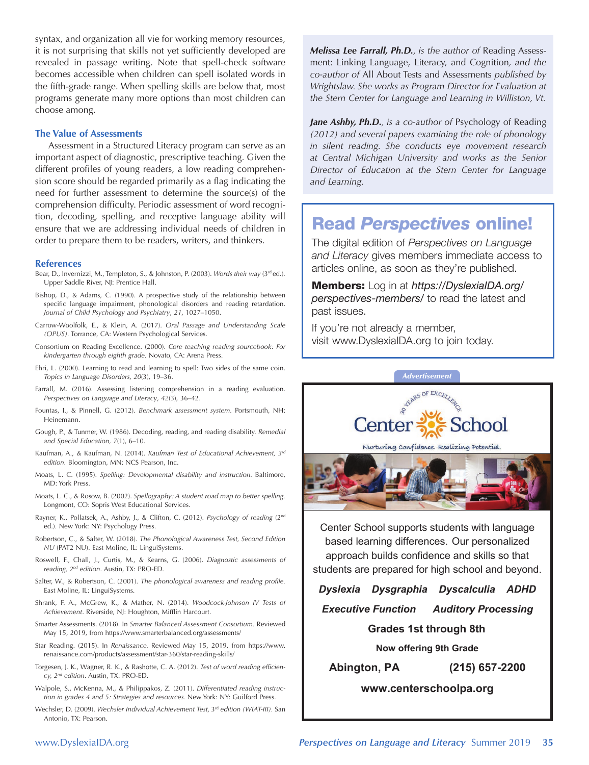syntax, and organization all vie for working memory resources, it is not surprising that skills not yet sufficiently developed are revealed in passage writing. Note that spell-check software becomes accessible when children can spell isolated words in the fifth-grade range. When spelling skills are below that, most programs generate many more options than most children can choose among.

### The Value of Assessments

Assessment in a Structured Literacy program can serve as an important aspect of diagnostic, prescriptive teaching. Given the different profiles of young readers, a low reading comprehension score should be regarded primarily as a flag indicating the need for further assessment to determine the source(s) of the comprehension difficulty. Periodic assessment of word recognition, decoding, spelling, and receptive language ability will ensure that we are addressing individual needs of children in order to prepare them to be readers, writers, and thinkers.

### References

Bear, D., Invernizzi, M., Templeton, S., & Johnston, P. (2003). *Words their way* (3rd ed.). Upper Saddle River, NJ: Prentice Hall.

Bishop, D., & Adams, C. (1990). A prospective study of the relationship between specific language impairment, phonological disorders and reading retardation. *Journal of Child Psychology and Psychiatry*, *21*, 1027–1050.

Carrow-Woolfolk, E., & Klein, A. (2017). *Oral Passage and Understanding Scale (OPUS)*. Torrance, CA: Western Psychological Services.

Consortium on Reading Excellence. (2000). *Core teaching reading sourcebook: For kindergarten through eighth grade.* Novato, CA: Arena Press.

Ehri, L. (2000). Learning to read and learning to spell: Two sides of the same coin. *Topics in Language Disorders, 20*(3), 19–36.

Farrall, M. (2016). Assessing listening comprehension in a reading evaluation. *Perspectives on Language and Literacy*, *42*(3), 36–42.

Fountas, I., & Pinnell, G. (2012). *Benchmark assessment system.* Portsmouth, NH: Heinemann.

Gough, P., & Tunmer, W. (1986). Decoding, reading, and reading disability. *Remedial and Special Education, 7*(1), 6–10.

Kaufman, A., & Kaufman, N. (2014). *Kaufman Test of Educational Achievement, 3rd edition.* Bloomington, MN: NCS Pearson, Inc.

Moats, L. C. (1995). *Spelling: Developmental disability and instruction.* Baltimore, MD: York Press.

Moats, L. C., & Rosow, B. (2002). *Spellography: A student road map to better spelling.* Longmont, CO: Sopris West Educational Services.

Rayner, K., Pollatsek, A., Ashby, J., & Clifton, C. (2012). *Psychology of reading* (2nd ed.). New York: NY: Psychology Press.

Robertson, C., & Salter, W. (2018). *The Phonological Awareness Test, Second Edition NU* (PAT2 NU). East Moline, IL: LinguiSystems.

Roswell, F., Chall, J., Curtis, M., & Kearns, G. (2006). *Diagnostic assessments of reading, 2nd edition*. Austin, TX: PRO-ED.

Salter, W., & Robertson, C. (2001). *The phonological awareness and reading profile.* East Moline, IL: LinguiSystems.

Shrank, F. A., McGrew, K., & Mather, N. (2014). *Woodcock-Johnson IV Tests of Achievement*. Riverside, NJ: Houghton, Mifflin Harcourt.

Smarter Assessments. (2018). In *Smarter Balanced Assessment Consortium.* Reviewed May 15, 2019, from https://www.smarterbalanced.org/assessments/

Star Reading. (2015). In *Renaissance.* Reviewed May 15, 2019, from https://www.renaissance.com/products/assessment/star-360/star-reading-skills/

Torgesen, J. K., Wagner, R. K., & Rashotte, C. A. (2012). *Test of word reading efficiency, 2nd edition*. Austin, TX: PRO-ED.

Walpole, S., McKenna, M., & Philippakos, Z. (2011). *Differentiated reading instruction in grades 4 and 5: Strategies and resources.* New York: NY: Guilford Press.

Wechsler, D. (2009). *Wechsler Individual Achievement Test,* 3rd *edition (WIAT-III)*. San Antonio, TX: Pearson.

***Melissa Lee Farrall, Ph.D.****, is the author of* Reading Assessment: Linking Language, Literacy, and Cognition*, and the co-author of* All About Tests and Assessments *published by Wrightslaw. She works as Program Director for Evaluation at the Stern Center for Language and Learning in Williston, Vt.*

***Jane Ashby, Ph.D.****, is a co-author of* Psychology of Reading *(2012) and several papers examining the role of phonology in silent reading. She conducts eye movement research at Central Michigan University and works as the Senior Director of Education at the Stern Center for Language and Learning.*

## Read *Perspectives* online!

The digital edition of *Perspectives on Language and Literacy* gives members immediate access to articles online, as soon as they're published.

**Members:** Log in at *https://DyslexiaIDA.org/perspectives-members/* to read the latest and past issues.

If you're not already a member, visit www.DyslexiaIDA.org to join today.

*Advertisement*

30 YEARS OF EXCELLENCE

Center School

Nurturing Confidence. Realizing Potential.

Center School supports students with language based learning differences. Our personalized approach builds confidence and skills so that students are prepared for high school and beyond.

***Dyslexia Dysgraphia Dyscalculia ADHD***

***Executive Function Auditory Processing***

**Grades 1st through 8th**

**Now offering 9th Grade**

**Abington, PA (215) 657-2200**

**www.centerschoolpa.org**